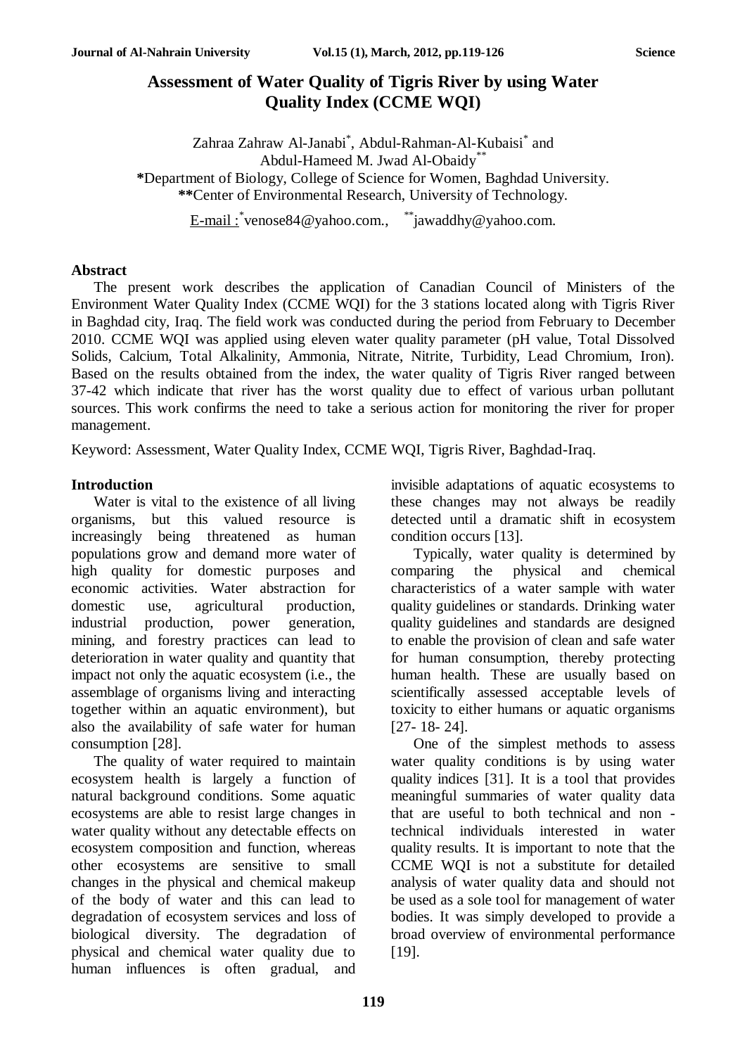# Assessment of Water Quality of Tigris River by using Water Quality Index (CCME WQI)

Zahraa Zahraw Al-Janabi[*], Abdul-Rahman-Al-Kubaisi[*] and Abdul-Hameed M. Jwad Al-Obaidy[**]

**\***Department of Biology, College of Science for Women, Baghdad University.
**\*\***Center of Environmental Research, University of Technology.

E-mail : [*]venose84@yahoo.com., [**]jawaddhy@yahoo.com.

## Abstract

The present work describes the application of Canadian Council of Ministers of the Environment Water Quality Index (CCME WQI) for the 3 stations located along with Tigris River in Baghdad city, Iraq. The field work was conducted during the period from February to December 2010. CCME WQI was applied using eleven water quality parameter (pH value, Total Dissolved Solids, Calcium, Total Alkalinity, Ammonia, Nitrate, Nitrite, Turbidity, Lead Chromium, Iron). Based on the results obtained from the index, the water quality of Tigris River ranged between 37-42 which indicate that river has the worst quality due to effect of various urban pollutant sources. This work confirms the need to take a serious action for monitoring the river for proper management.

Keyword: Assessment, Water Quality Index, CCME WQI, Tigris River, Baghdad-Iraq.

## Introduction

Water is vital to the existence of all living organisms, but this valued resource is increasingly being threatened as human populations grow and demand more water of high quality for domestic purposes and economic activities. Water abstraction for domestic use, agricultural production, industrial production, power generation, mining, and forestry practices can lead to deterioration in water quality and quantity that impact not only the aquatic ecosystem (i.e., the assemblage of organisms living and interacting together within an aquatic environment), but also the availability of safe water for human consumption [28].

The quality of water required to maintain ecosystem health is largely a function of natural background conditions. Some aquatic ecosystems are able to resist large changes in water quality without any detectable effects on ecosystem composition and function, whereas other ecosystems are sensitive to small changes in the physical and chemical makeup of the body of water and this can lead to degradation of ecosystem services and loss of biological diversity. The degradation of physical and chemical water quality due to human influences is often gradual, and invisible adaptations of aquatic ecosystems to these changes may not always be readily detected until a dramatic shift in ecosystem condition occurs [13].

Typically, water quality is determined by comparing the physical and chemical characteristics of a water sample with water quality guidelines or standards. Drinking water quality guidelines and standards are designed to enable the provision of clean and safe water for human consumption, thereby protecting human health. These are usually based on scientifically assessed acceptable levels of toxicity to either humans or aquatic organisms [27- 18- 24].

One of the simplest methods to assess water quality conditions is by using water quality indices [31]. It is a tool that provides meaningful summaries of water quality data that are useful to both technical and non - technical individuals interested in water quality results. It is important to note that the CCME WQI is not a substitute for detailed analysis of water quality data and should not be used as a sole tool for management of water bodies. It was simply developed to provide a broad overview of environmental performance [19].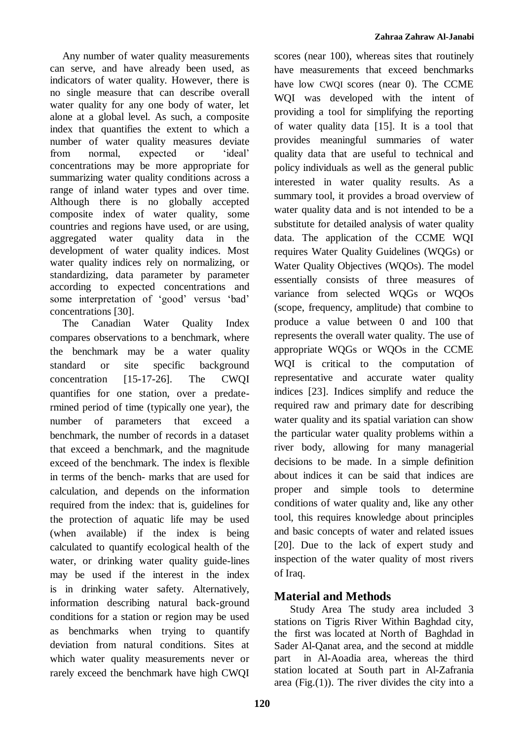Any number of water quality measurements can serve, and have already been used, as indicators of water quality. However, there is no single measure that can describe overall water quality for any one body of water, let alone at a global level. As such, a composite index that quantifies the extent to which a number of water quality measures deviate from normal, expected or 'ideal' concentrations may be more appropriate for summarizing water quality conditions across a range of inland water types and over time. Although there is no globally accepted composite index of water quality, some countries and regions have used, or are using, aggregated water quality data in the development of water quality indices. Most water quality indices rely on normalizing, or standardizing, data parameter by parameter according to expected concentrations and some interpretation of 'good' versus 'bad' concentrations [30].

The Canadian Water Quality Index compares observations to a benchmark, where the benchmark may be a water quality standard or site specific background concentration [15-17-26]. The CWQI quantifies for one station, over a predate-rmined period of time (typically one year), the number of parameters that exceed a benchmark, the number of records in a dataset that exceed a benchmark, and the magnitude exceed of the benchmark. The index is flexible in terms of the bench- marks that are used for calculation, and depends on the information required from the index: that is, guidelines for the protection of aquatic life may be used (when available) if the index is being calculated to quantify ecological health of the water, or drinking water quality guide-lines may be used if the interest in the index is in drinking water safety. Alternatively, information describing natural back-ground conditions for a station or region may be used as benchmarks when trying to quantify deviation from natural conditions. Sites at which water quality measurements never or rarely exceed the benchmark have high CWQI scores (near 100), whereas sites that routinely have measurements that exceed benchmarks have low CWQI scores (near 0). The CCME WQI was developed with the intent of providing a tool for simplifying the reporting of water quality data [15]. It is a tool that provides meaningful summaries of water quality data that are useful to technical and policy individuals as well as the general public interested in water quality results. As a summary tool, it provides a broad overview of water quality data and is not intended to be a substitute for detailed analysis of water quality data. The application of the CCME WQI requires Water Quality Guidelines (WQGs) or Water Quality Objectives (WQOs). The model essentially consists of three measures of variance from selected WQGs or WQOs (scope, frequency, amplitude) that combine to produce a value between 0 and 100 that represents the overall water quality. The use of appropriate WQGs or WQOs in the CCME WQI is critical to the computation of representative and accurate water quality indices [23]. Indices simplify and reduce the required raw and primary date for describing water quality and its spatial variation can show the particular water quality problems within a river body, allowing for many managerial decisions to be made. In a simple definition about indices it can be said that indices are proper and simple tools to determine conditions of water quality and, like any other tool, this requires knowledge about principles and basic concepts of water and related issues [20]. Due to the lack of expert study and inspection of the water quality of most rivers of Iraq.

## Material and Methods

Study Area The study area included 3 stations on Tigris River Within Baghdad city, the first was located at North of Baghdad in Sader Al-Qanat area, and the second at middle part in Al-Aoadia area, whereas the third station located at South part in Al-Zafrania area (Fig.(1)). The river divides the city into a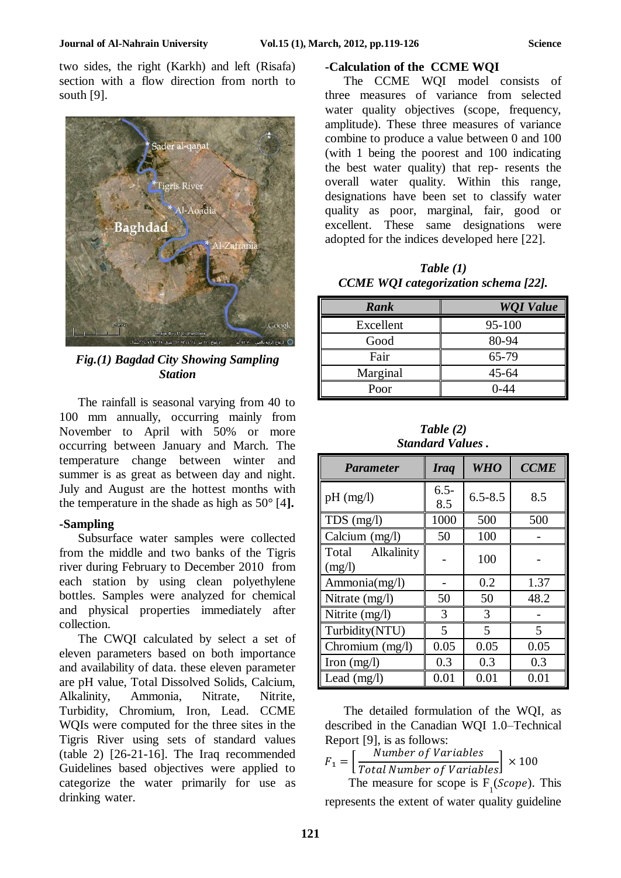two sides, the right (Karkh) and left (Risafa) section with a flow direction from north to south [9].

*Fig.(1) Bagdad City Showing Sampling Station*

The rainfall is seasonal varying from 40 to 100 mm annually, occurring mainly from November to April with 50% or more occurring between January and March. The temperature change between winter and summer is as great as between day and night. July and August are the hottest months with the temperature in the shade as high as 50° [4].

**-Sampling**

Subsurface water samples were collected from the middle and two banks of the Tigris river during February to December 2010 from each station by using clean polyethylene bottles. Samples were analyzed for chemical and physical properties immediately after collection.

The CWQI calculated by select a set of eleven parameters based on both importance and availability of data. these eleven parameter are pH value, Total Dissolved Solids, Calcium, Alkalinity, Ammonia, Nitrate, Nitrite, Turbidity, Chromium, Iron, Lead. CCME WQIs were computed for the three sites in the Tigris River using sets of standard values (table 2) [26-21-16]. The Iraq recommended Guidelines based objectives were applied to categorize the water primarily for use as drinking water.

**-Calculation of the CCME WQI**

The CCME WQI model consists of three measures of variance from selected water quality objectives (scope, frequency, amplitude). These three measures of variance combine to produce a value between 0 and 100 (with 1 being the poorest and 100 indicating the best water quality) that rep- resents the overall water quality. Within this range, designations have been set to classify water quality as poor, marginal, fair, good or excellent. These same designations were adopted for the indices developed here [22].

*Table (1)*
*CCME WQI categorization schema [22].*

| Rank | WQI Value |
|---|---|
| Excellent | 95-100 |
| Good | 80-94 |
| Fair | 65-79 |
| Marginal | 45-64 |
| Poor | 0-44 |

*Table (2)*
*Standard Values .*

| Parameter | Iraq | WHO | CCME |
|---|---|---|---|
| pH (mg/l) | 6.5-8.5 | 6.5-8.5 | 8.5 |
| TDS (mg/l) | 1000 | 500 | 500 |
| Calcium (mg/l) | 50 | 100 | - |
| Total Alkalinity (mg/l) | - | 100 | - |
| Ammonia(mg/l) | - | 0.2 | 1.37 |
| Nitrate (mg/l) | 50 | 50 | 48.2 |
| Nitrite (mg/l) | 3 | 3 | - |
| Turbidity(NTU) | 5 | 5 | 5 |
| Chromium (mg/l) | 0.05 | 0.05 | 0.05 |
| Iron (mg/l) | 0.3 | 0.3 | 0.3 |
| Lead (mg/l) | 0.01 | 0.01 | 0.01 |

The detailed formulation of the WQI, as described in the Canadian WQI 1.0–Technical Report [9], is as follows:

$$F_1 = \left[ \frac{Number\ of\ Variables}{Total\ Number\ of\ Variables} \right] \times 100$$

The measure for scope is $F_1(Scope)$. This represents the extent of water quality guideline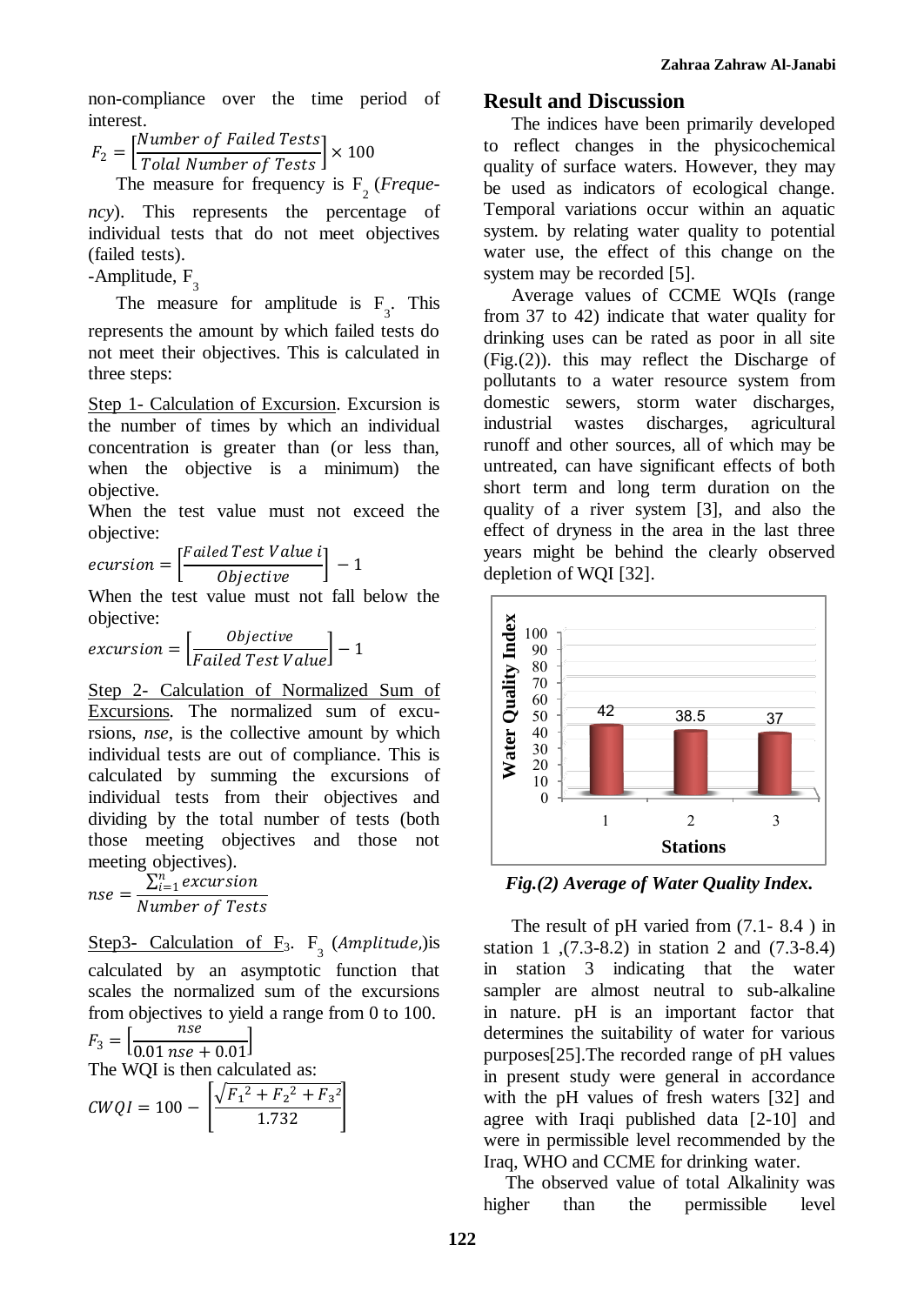non-compliance over the time period of interest.

$$F_2 = \left[\frac{Number\ of\ Failed\ Tests}{Tolal\ Number\ of\ Tests}\right] \times 100$$

The measure for frequency is $F_2$ (*Frequency*). This represents the percentage of individual tests that do not meet objectives (failed tests).

-Amplitude, $F_3$

The measure for amplitude is $F_3$. This represents the amount by which failed tests do not meet their objectives. This is calculated in three steps:

Step 1- Calculation of Excursion. Excursion is the number of times by which an individual concentration is greater than (or less than, when the objective is a minimum) the objective.

When the test value must not exceed the objective:

$$ecursion = \left[\frac{Failed\ Test\ Value\ i}{Objective}\right] - 1$$

When the test value must not fall below the objective:

$$excursion = \left[\frac{Objective}{Failed\ Test\ Value}\right] - 1$$

Step 2- Calculation of Normalized Sum of Excursions. The normalized sum of excursions, *nse*, is the collective amount by which individual tests are out of compliance. This is calculated by summing the excursions of individual tests from their objectives and dividing by the total number of tests (both those meeting objectives and those not meeting objectives).

$$nse = \frac{\sum_{i=1}^{n} excursion}{Number\ of\ Tests}$$

Step3- Calculation of $F_3$. $F_3$ (*Amplitude,*)is calculated by an asymptotic function that scales the normalized sum of the excursions from objectives to yield a range from 0 to 100.

$$F_3 = \left[\frac{nse}{0.01\ nse + 0.01}\right]$$

The WQI is then calculated as:

$$CWQI = 100 - \left[\frac{\sqrt{F_1^2 + F_2^2 + F_3^2}}{1.732}\right]$$

## Result and Discussion

The indices have been primarily developed to reflect changes in the physicochemical quality of surface waters. However, they may be used as indicators of ecological change. Temporal variations occur within an aquatic system. by relating water quality to potential water use, the effect of this change on the system may be recorded [5].

Average values of CCME WQIs (range from 37 to 42) indicate that water quality for drinking uses can be rated as poor in all site (Fig.(2)). this may reflect the Discharge of pollutants to a water resource system from domestic sewers, storm water discharges, industrial wastes discharges, agricultural runoff and other sources, all of which may be untreated, can have significant effects of both short term and long term duration on the quality of a river system [3], and also the effect of dryness in the area in the last three years might be behind the clearly observed depletion of WQI [32].

*Fig.(2) Average of Water Quality Index.*

The result of pH varied from (7.1- 8.4 ) in station 1 ,(7.3-8.2) in station 2 and (7.3-8.4) in station 3 indicating that the water sampler are almost neutral to sub-alkaline in nature. pH is an important factor that determines the suitability of water for various purposes[25].The recorded range of pH values in present study were general in accordance with the pH values of fresh waters [32] and agree with Iraqi published data [2-10] and were in permissible level recommended by the Iraq, WHO and CCME for drinking water.

The observed value of total Alkalinity was higher than the permissible level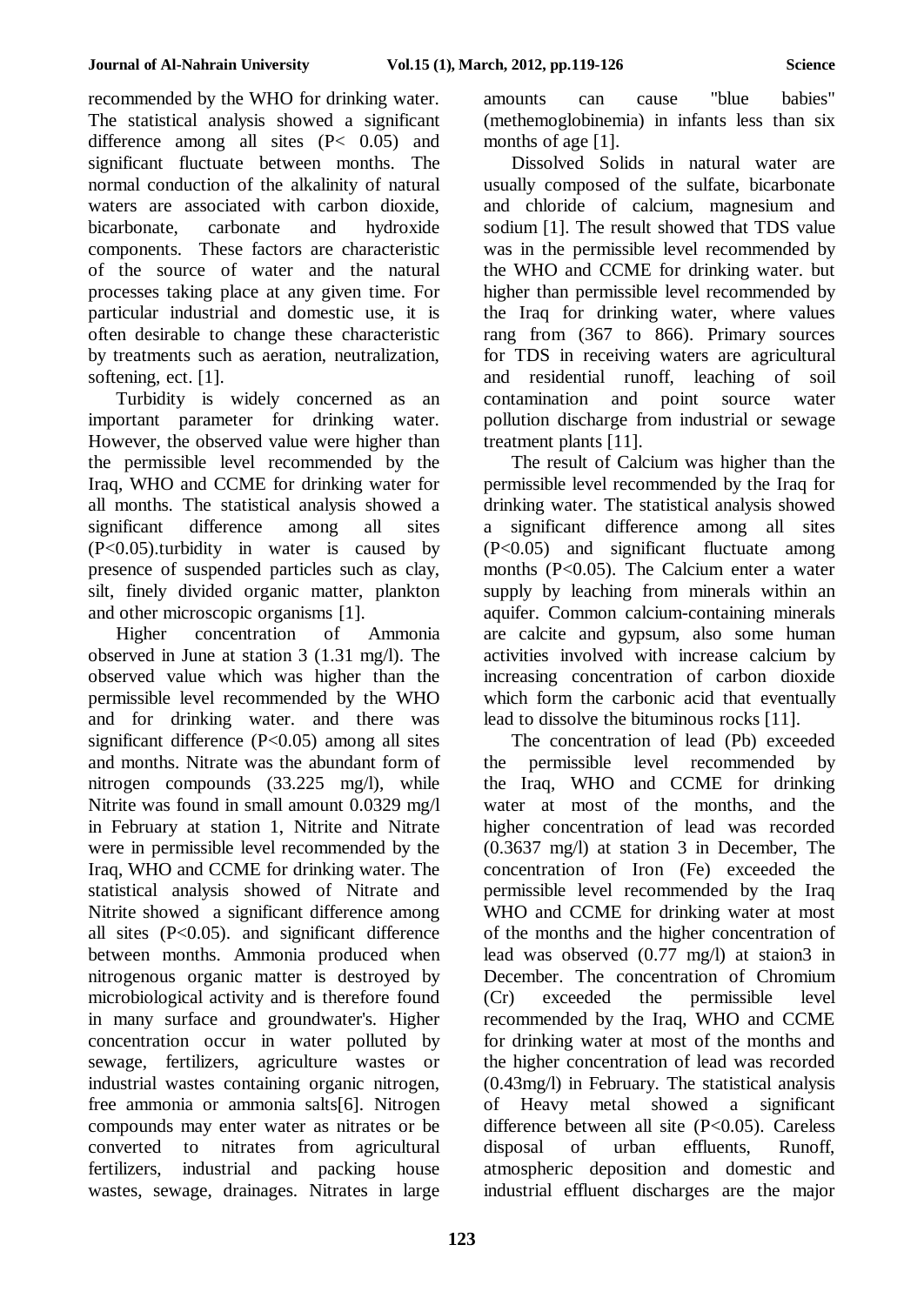recommended by the WHO for drinking water. The statistical analysis showed a significant difference among all sites ($P< 0.05$) and significant fluctuate between months. The normal conduction of the alkalinity of natural waters are associated with carbon dioxide, bicarbonate, carbonate and hydroxide components. These factors are characteristic of the source of water and the natural processes taking place at any given time. For particular industrial and domestic use, it is often desirable to change these characteristic by treatments such as aeration, neutralization, softening, ect. [1].

Turbidity is widely concerned as an important parameter for drinking water. However, the observed value were higher than the permissible level recommended by the Iraq, WHO and CCME for drinking water for all months. The statistical analysis showed a significant difference among all sites ($P<0.05$).turbidity in water is caused by presence of suspended particles such as clay, silt, finely divided organic matter, plankton and other microscopic organisms [1].

Higher concentration of Ammonia observed in June at station 3 (1.31 mg/l). The observed value which was higher than the permissible level recommended by the WHO and for drinking water. and there was significant difference ($P<0.05$) among all sites and months. Nitrate was the abundant form of nitrogen compounds (33.225 mg/l), while Nitrite was found in small amount 0.0329 mg/l in February at station 1, Nitrite and Nitrate were in permissible level recommended by the Iraq, WHO and CCME for drinking water. The statistical analysis showed of Nitrate and Nitrite showed a significant difference among all sites ($P<0.05$). and significant difference between months. Ammonia produced when nitrogenous organic matter is destroyed by microbiological activity and is therefore found in many surface and groundwater's. Higher concentration occur in water polluted by sewage, fertilizers, agriculture wastes or industrial wastes containing organic nitrogen, free ammonia or ammonia salts[6]. Nitrogen compounds may enter water as nitrates or be converted to nitrates from agricultural fertilizers, industrial and packing house wastes, sewage, drainages. Nitrates in large amounts can cause "blue babies" (methemoglobinemia) in infants less than six months of age [1].

Dissolved Solids in natural water are usually composed of the sulfate, bicarbonate and chloride of calcium, magnesium and sodium [1]. The result showed that TDS value was in the permissible level recommended by the WHO and CCME for drinking water. but higher than permissible level recommended by the Iraq for drinking water, where values rang from (367 to 866). Primary sources for TDS in receiving waters are agricultural and residential runoff, leaching of soil contamination and point source water pollution discharge from industrial or sewage treatment plants [11].

The result of Calcium was higher than the permissible level recommended by the Iraq for drinking water. The statistical analysis showed a significant difference among all sites ($P<0.05$) and significant fluctuate among months ($P<0.05$). The Calcium enter a water supply by leaching from minerals within an aquifer. Common calcium-containing minerals are calcite and gypsum, also some human activities involved with increase calcium by increasing concentration of carbon dioxide which form the carbonic acid that eventually lead to dissolve the bituminous rocks [11].

The concentration of lead (Pb) exceeded the permissible level recommended by the Iraq, WHO and CCME for drinking water at most of the months, and the higher concentration of lead was recorded (0.3637 mg/l) at station 3 in December, The concentration of Iron (Fe) exceeded the permissible level recommended by the Iraq WHO and CCME for drinking water at most of the months and the higher concentration of lead was observed (0.77 mg/l) at staion3 in December. The concentration of Chromium (Cr) exceeded the permissible level recommended by the Iraq, WHO and CCME for drinking water at most of the months and the higher concentration of lead was recorded (0.43mg/l) in February. The statistical analysis of Heavy metal showed a significant difference between all site ($P<0.05$). Careless disposal of urban effluents, Runoff, atmospheric deposition and domestic and industrial effluent discharges are the major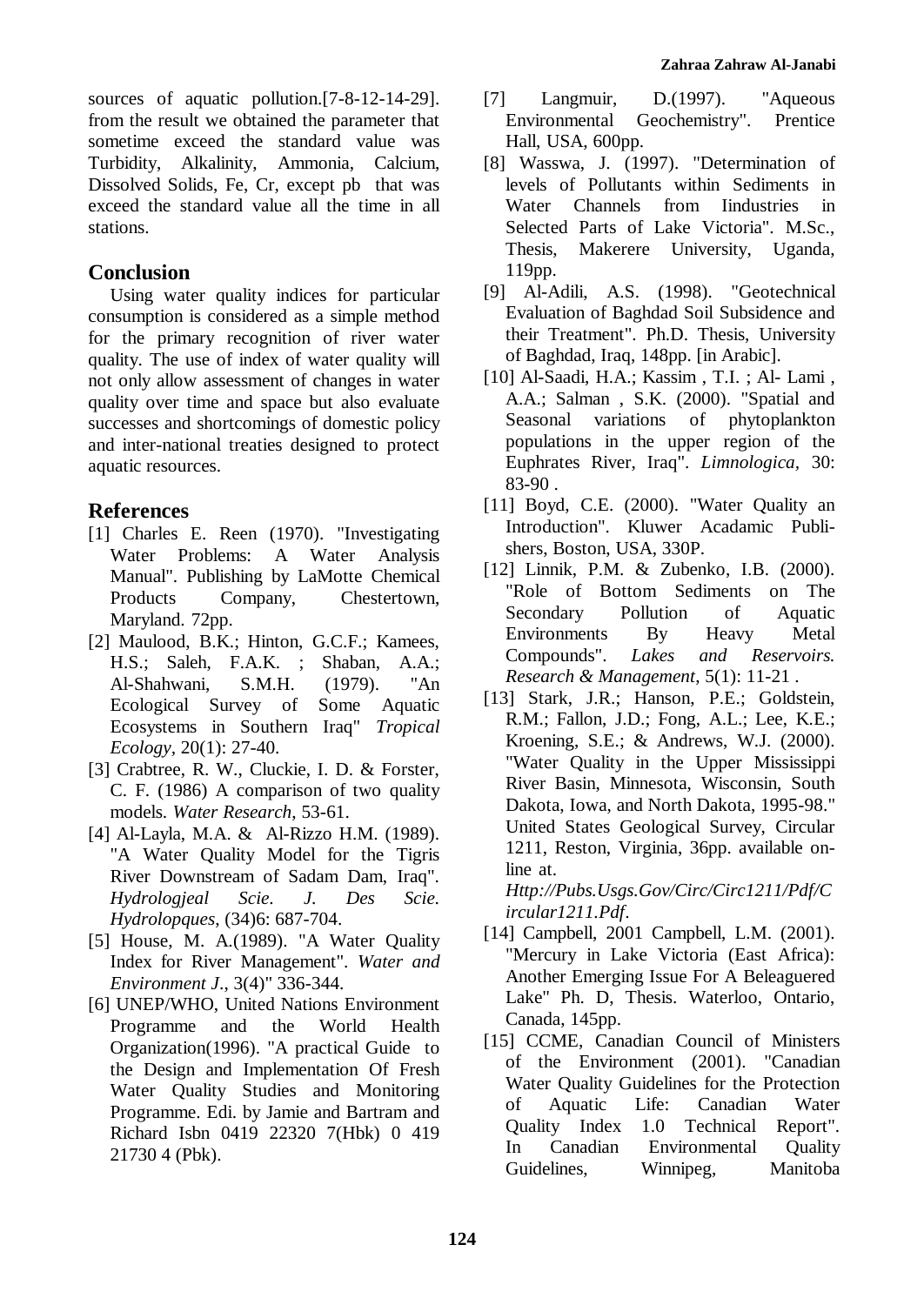sources of aquatic pollution.[7-8-12-14-29]. from the result we obtained the parameter that sometime exceed the standard value was Turbidity, Alkalinity, Ammonia, Calcium, Dissolved Solids, Fe, Cr, except pb that was exceed the standard value all the time in all stations.

## Conclusion

Using water quality indices for particular consumption is considered as a simple method for the primary recognition of river water quality. The use of index of water quality will not only allow assessment of changes in water quality over time and space but also evaluate successes and shortcomings of domestic policy and inter-national treaties designed to protect aquatic resources.

## References

[1] Charles E. Reen (1970). "Investigating Water Problems: A Water Analysis Manual". Publishing by LaMotte Chemical Products Company, Chestertown, Maryland. 72pp.

[2] Maulood, B.K.; Hinton, G.C.F.; Kamees, H.S.; Saleh, F.A.K. ; Shaban, A.A.; Al-Shahwani, S.M.H. (1979). "An Ecological Survey of Some Aquatic Ecosystems in Southern Iraq" *Tropical Ecology*, 20(1): 27-40.

[3] Crabtree, R. W., Cluckie, I. D. & Forster, C. F. (1986) A comparison of two quality models. *Water Research*, 53-61.

[4] Al-Layla, M.A. & Al-Rizzo H.M. (1989). "A Water Quality Model for the Tigris River Downstream of Sadam Dam, Iraq". *Hydrologjeal Scie. J. Des Scie. Hydrolopques*, (34)6: 687-704.

[5] House, M. A.(1989). "A Water Quality Index for River Management". *Water and Environment J*., 3(4)" 336-344.

[6] UNEP/WHO, United Nations Environment Programme and the World Health Organization(1996). "A practical Guide to the Design and Implementation Of Fresh Water Quality Studies and Monitoring Programme. Edi. by Jamie and Bartram and Richard Isbn 0419 22320 7(Hbk) 0 419 21730 4 (Pbk).

[7] Langmuir, D.(1997). "Aqueous Environmental Geochemistry". Prentice Hall, USA, 600pp.

[8] Wasswa, J. (1997). "Determination of levels of Pollutants within Sediments in Water Channels from Iindustries in Selected Parts of Lake Victoria". M.Sc., Thesis, Makerere University, Uganda, 119pp.

[9] Al-Adili, A.S. (1998). "Geotechnical Evaluation of Baghdad Soil Subsidence and their Treatment". Ph.D. Thesis, University of Baghdad, Iraq, 148pp. [in Arabic].

[10] Al-Saadi, H.A.; Kassim , T.I. ; Al- Lami , A.A.; Salman , S.K. (2000). "Spatial and Seasonal variations of phytoplankton populations in the upper region of the Euphrates River, Iraq". *Limnologica*, 30: 83-90 .

[11] Boyd, C.E. (2000). "Water Quality an Introduction". Kluwer Acadamic Publishers, Boston, USA, 330P.

[12] Linnik, P.M. & Zubenko, I.B. (2000). "Role of Bottom Sediments on The Secondary Pollution of Aquatic Environments By Heavy Metal Compounds". *Lakes and Reservoirs. Research & Management*, 5(1): 11-21 .

[13] Stark, J.R.; Hanson, P.E.; Goldstein, R.M.; Fallon, J.D.; Fong, A.L.; Lee, K.E.; Kroening, S.E.; & Andrews, W.J. (2000). "Water Quality in the Upper Mississippi River Basin, Minnesota, Wisconsin, South Dakota, Iowa, and North Dakota, 1995-98." United States Geological Survey, Circular 1211, Reston, Virginia, 36pp. available on-line at. *Http://Pubs.Usgs.Gov/Circ/Circ1211/Pdf/Circular1211.Pdf*.

[14] Campbell, 2001 Campbell, L.M. (2001). "Mercury in Lake Victoria (East Africa): Another Emerging Issue For A Beleaguered Lake" Ph. D, Thesis. Waterloo, Ontario, Canada, 145pp.

[15] CCME, Canadian Council of Ministers of the Environment (2001). "Canadian Water Quality Guidelines for the Protection of Aquatic Life: Canadian Water Quality Index 1.0 Technical Report". In Canadian Environmental Quality Guidelines, Winnipeg, Manitoba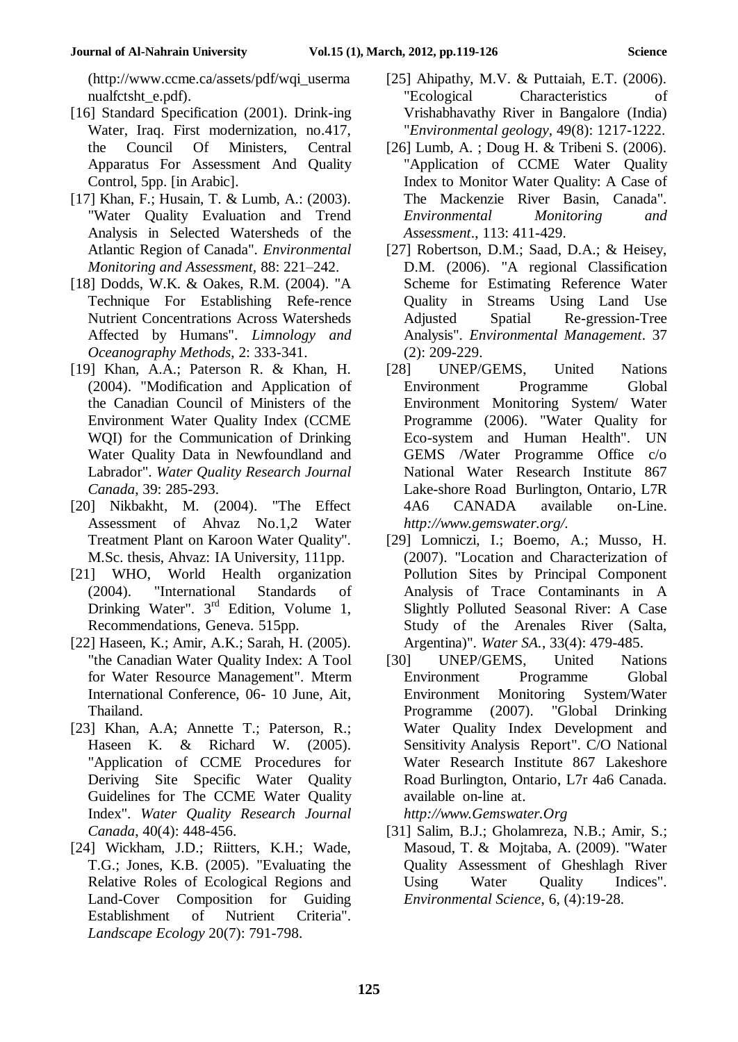(http://www.ccme.ca/assets/pdf/wqi_usermanualfctsht_e.pdf).

[16] Standard Specification (2001). Drink-ing Water, Iraq. First modernization, no.417, the Council Of Ministers, Central Apparatus For Assessment And Quality Control, 5pp. [in Arabic].

[17] Khan, F.; Husain, T. & Lumb, A.: (2003). "Water Quality Evaluation and Trend Analysis in Selected Watersheds of the Atlantic Region of Canada". *Environmental Monitoring and Assessment*, 88: 221–242.

[18] Dodds, W.K. & Oakes, R.M. (2004). "A Technique For Establishing Refe-rence Nutrient Concentrations Across Watersheds Affected by Humans". *Limnology and Oceanography Methods*, 2: 333-341.

[19] Khan, A.A.; Paterson R. & Khan, H. (2004). "Modification and Application of the Canadian Council of Ministers of the Environment Water Quality Index (CCME WQI) for the Communication of Drinking Water Quality Data in Newfoundland and Labrador". *Water Quality Research Journal Canada*, 39: 285-293.

[20] Nikbakht, M. (2004). "The Effect Assessment of Ahvaz No.1,2 Water Treatment Plant on Karoon Water Quality". M.Sc. thesis, Ahvaz: IA University, 111pp.

[21] WHO, World Health organization (2004). "International Standards of Drinking Water". 3rd Edition, Volume 1, Recommendations, Geneva. 515pp.

[22] Haseen, K.; Amir, A.K.; Sarah, H. (2005). "the Canadian Water Quality Index: A Tool for Water Resource Management". Mterm International Conference, 06- 10 June, Ait, Thailand.

[23] Khan, A.A; Annette T.; Paterson, R.; Haseen K. & Richard W. (2005). "Application of CCME Procedures for Deriving Site Specific Water Quality Guidelines for The CCME Water Quality Index". *Water Quality Research Journal Canada*, 40(4): 448-456.

[24] Wickham, J.D.; Riitters, K.H.; Wade, T.G.; Jones, K.B. (2005). "Evaluating the Relative Roles of Ecological Regions and Land-Cover Composition for Guiding Establishment of Nutrient Criteria". *Landscape Ecology* 20(7): 791-798.

[25] Ahipathy, M.V. & Puttaiah, E.T. (2006). "Ecological Characteristics of Vrishabhavathy River in Bangalore (India) "*Environmental geology*, 49(8): 1217-1222.

[26] Lumb, A. ; Doug H. & Tribeni S. (2006). "Application of CCME Water Quality Index to Monitor Water Quality: A Case of The Mackenzie River Basin, Canada". *Environmental Monitoring and Assessment*., 113: 411-429.

[27] Robertson, D.M.; Saad, D.A.; & Heisey, D.M. (2006). "A regional Classification Scheme for Estimating Reference Water Quality in Streams Using Land Use Adjusted Spatial Re-gression-Tree Analysis". *Environmental Management*. 37 (2): 209-229.

[28] UNEP/GEMS, United Nations Environment Programme Global Environment Monitoring System/ Water Programme (2006). "Water Quality for Eco-system and Human Health". UN GEMS /Water Programme Office c/o National Water Research Institute 867 Lake-shore Road Burlington, Ontario, L7R 4A6 CANADA available on-Line. *http://www.gemswater.org/*.

[29] Lomniczi, I.; Boemo, A.; Musso, H. (2007). "Location and Characterization of Pollution Sites by Principal Component Analysis of Trace Contaminants in A Slightly Polluted Seasonal River: A Case Study of the Arenales River (Salta, Argentina)". *Water SA.*, 33(4): 479-485.

[30] UNEP/GEMS, United Nations Environment Programme Global Environment Monitoring System/Water Programme (2007). "Global Drinking Water Quality Index Development and Sensitivity Analysis Report". C/O National Water Research Institute 867 Lakeshore Road Burlington, Ontario, L7r 4a6 Canada. available on-line at. *http://www.Gemswater.Org*

[31] Salim, B.J.; Gholamreza, N.B.; Amir, S.; Masoud, T. & Mojtaba, A. (2009). "Water Quality Assessment of Gheshlagh River Using Water Quality Indices". *Environmental Science*, 6, (4):19-28.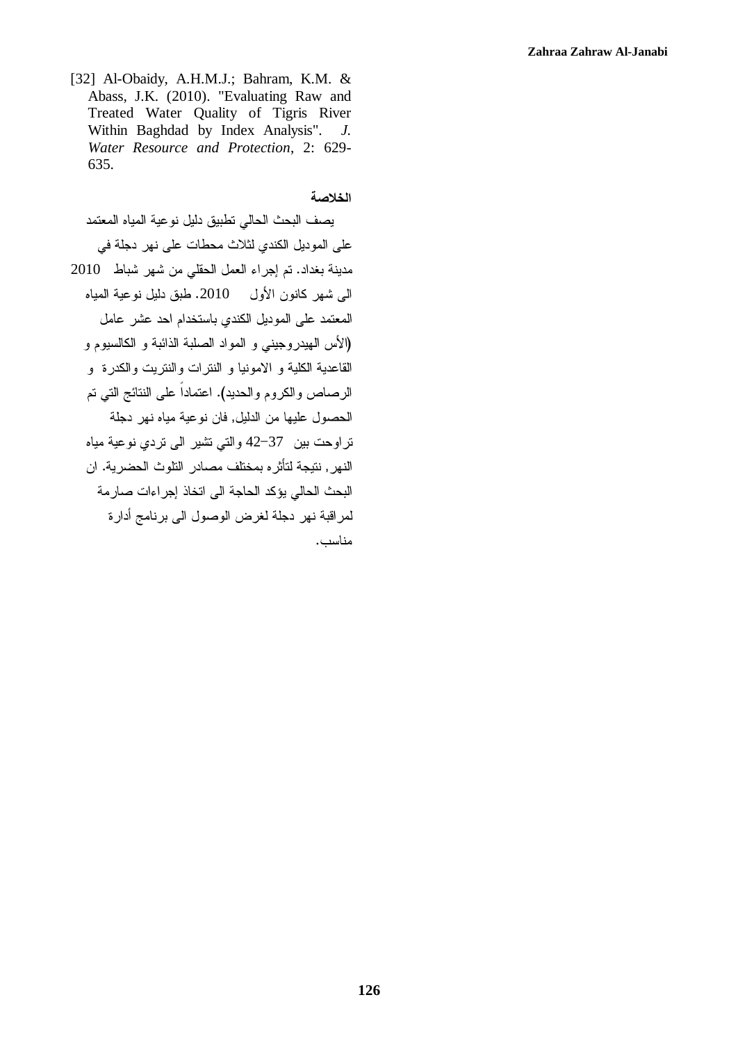[32] Al-Obaidy, A.H.M.J.; Bahram, K.M. & Abass, J.K. (2010). "Evaluating Raw and Treated Water Quality of Tigris River Within Baghdad by Index Analysis". *J. Water Resource and Protection*, 2: 629-635.

**الخلاصة**

يصف البحث الحالي تطبيق دليل نوعية المياه المعتمد على الموديل الكندي لثلاث محطات على نهر دجلة في مدينة بغداد. تم إجراء العمل الحقلي من شهر شباط 2010 الى شهر كانون الأول 2010. طبق دليل نوعية المياه المعتمد على الموديل الكندي باستخدام احد عشر عامل (الأس الهيدروجيني و المواد الصلبة الذائبة و الكالسيوم و القاعدية الكلية و الامونيا و النترات والنتريت والكدرة و الرصاص والكروم والحديد). اعتماداً على النتائج التي تم الحصول عليها من الدليل, فان نوعية مياه نهر دجلة تراوحت بين 37–42 والتي تشير الى تردي نوعية مياه النهر, نتيجة لتأثره بمختلف مصادر التلوث الحضرية. ان البحث الحالي يؤكد الحاجة الى اتخاذ إجراءات صارمة لمراقبة نهر دجلة لغرض الوصول الى برنامج أدارة مناسب.